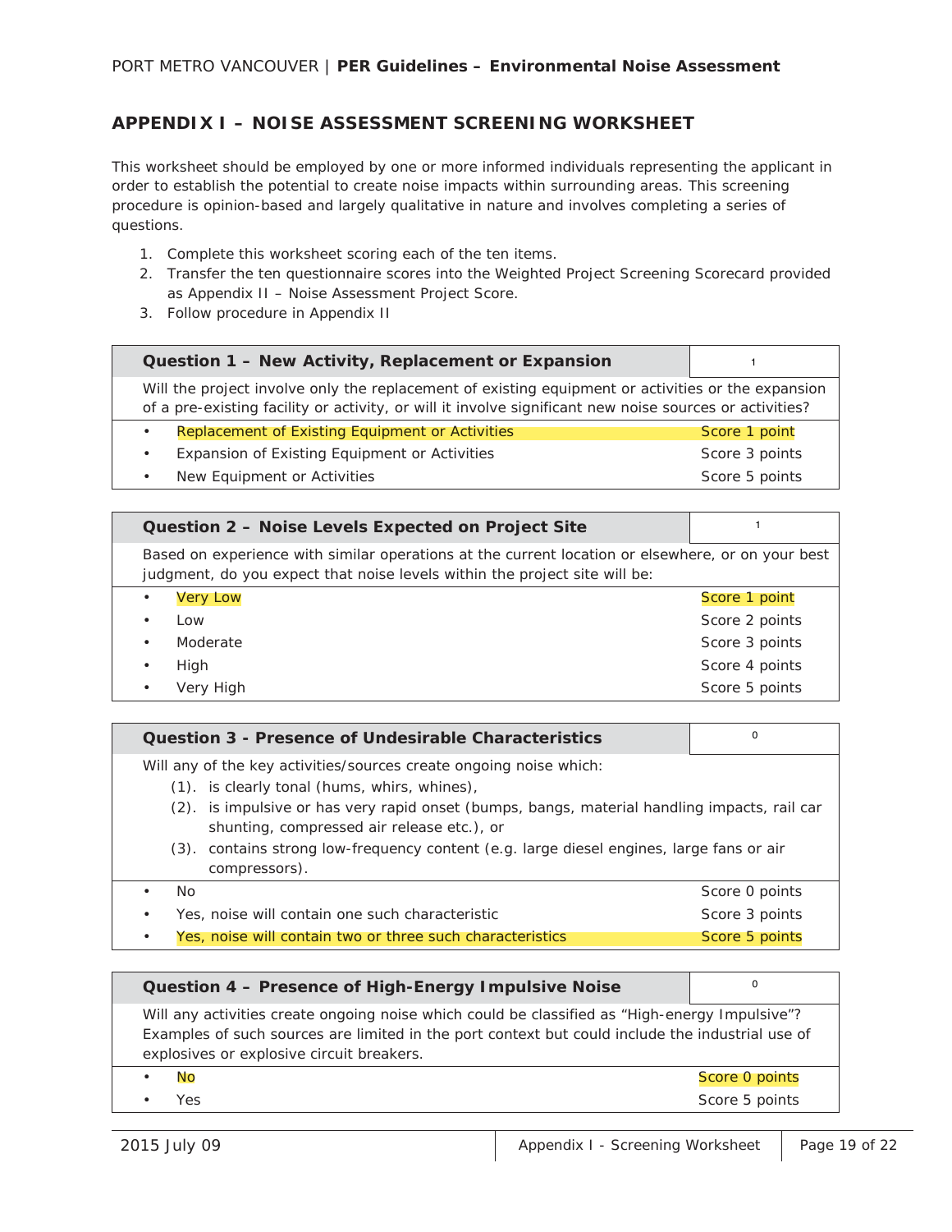## APPENDIX I – NOISE ASSESSMENT SCREENING WORKSHEET

This worksheet should be employed by one or more informed individuals representing the applicant in order to establish the potential to create noise impacts within surrounding areas. This screening procedure is opinion-based and largely qualitative in nature and involves completing a series of questions.

1. Complete this worksheet scoring each of the ten items.
2. Transfer the ten questionnaire scores into the Weighted Project Screening Scorecard provided as Appendix II – Noise Assessment Project Score.
3. Follow procedure in Appendix II

| **Question 1 – New Activity, Replacement or Expansion** | 1 |
|---|---|
| Will the project involve only the replacement of existing equipment or activities or the expansion of a pre-existing facility or activity, or will it involve significant new noise sources or activities? | |
| • Replacement of Existing Equipment or Activities | Score 1 point |
| • Expansion of Existing Equipment or Activities | Score 3 points |
| • New Equipment or Activities | Score 5 points |

| **Question 2 – Noise Levels Expected on Project Site** | 1 |
|---|---|
| Based on experience with similar operations at the current location or elsewhere, or on your best judgment, do you expect that noise levels within the project site will be: | |
| • Very Low | Score 1 point |
| • Low | Score 2 points |
| • Moderate | Score 3 points |
| • High | Score 4 points |
| • Very High | Score 5 points |

| **Question 3 - Presence of Undesirable Characteristics** | 0 |
|---|---|
| Will any of the key activities/sources create ongoing noise which:<br>(1). is clearly tonal (hums, whirs, whines),<br>(2). is impulsive or has very rapid onset (bumps, bangs, material handling impacts, rail car shunting, compressed air release etc.), or<br>(3). contains strong low-frequency content (e.g. large diesel engines, large fans or air compressors). | |
| • No | Score 0 points |
| • Yes, noise will contain one such characteristic | Score 3 points |
| • Yes, noise will contain two or three such characteristics | Score 5 points |

| **Question 4 – Presence of High-Energy Impulsive Noise** | 0 |
|---|---|
| Will any activities create ongoing noise which could be classified as “High-energy Impulsive”? Examples of such sources are limited in the port context but could include the industrial use of explosives or explosive circuit breakers. | |
| • No | Score 0 points |
| • Yes | Score 5 points |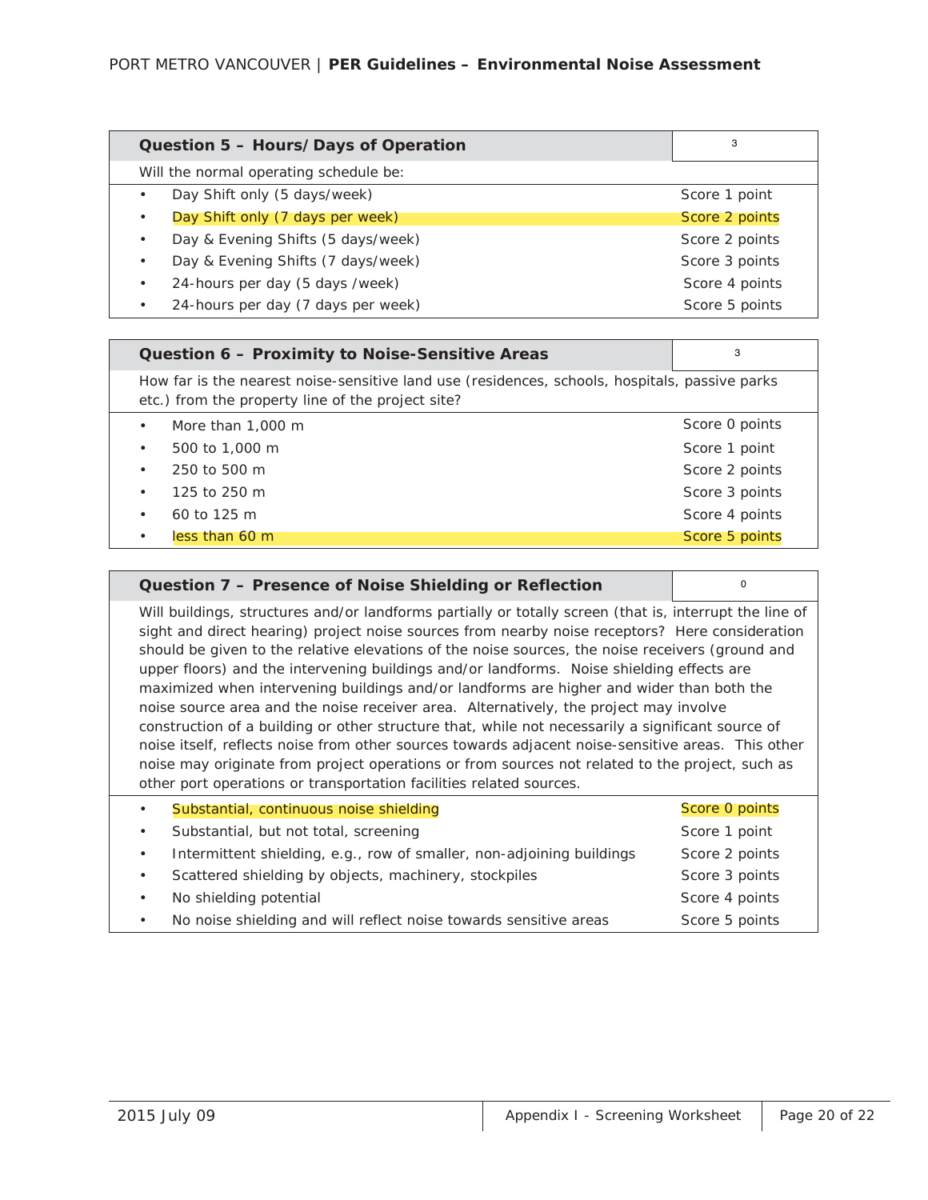| Question 5 – Hours/Days of Operation | 3 |
| --- | --- |
| Will the normal operating schedule be: | |
| • Day Shift only (5 days/week) | Score 1 point |
| • Day Shift only (7 days per week) | Score 2 points |
| • Day & Evening Shifts (5 days/week) | Score 2 points |
| • Day & Evening Shifts (7 days/week) | Score 3 points |
| • 24-hours per day (5 days /week) | Score 4 points |
| • 24-hours per day (7 days per week) | Score 5 points |

| Question 6 – Proximity to Noise-Sensitive Areas | 3 |
| --- | --- |
| How far is the nearest noise-sensitive land use (residences, schools, hospitals, passive parks etc.) from the property line of the project site? | |
| • More than 1,000 m | Score 0 points |
| • 500 to 1,000 m | Score 1 point |
| • 250 to 500 m | Score 2 points |
| • 125 to 250 m | Score 3 points |
| • 60 to 125 m | Score 4 points |
| • less than 60 m | Score 5 points |

| Question 7 – Presence of Noise Shielding or Reflection | 0 |
| --- | --- |
| Will buildings, structures and/or landforms partially or totally screen (that is, interrupt the line of sight and direct hearing) project noise sources from nearby noise receptors? Here consideration should be given to the relative elevations of the noise sources, the noise receivers (ground and upper floors) and the intervening buildings and/or landforms. Noise shielding effects are maximized when intervening buildings and/or landforms are higher and wider than both the noise source area and the noise receiver area. Alternatively, the project may involve construction of a building or other structure that, while not necessarily a significant source of noise itself, reflects noise from other sources towards adjacent noise-sensitive areas. This other noise may originate from project operations or from sources not related to the project, such as other port operations or transportation facilities related sources. | |
| • Substantial, continuous noise shielding | Score 0 points |
| • Substantial, but not total, screening | Score 1 point |
| • Intermittent shielding, e.g., row of smaller, non-adjoining buildings | Score 2 points |
| • Scattered shielding by objects, machinery, stockpiles | Score 3 points |
| • No shielding potential | Score 4 points |
| • No noise shielding and will reflect noise towards sensitive areas | Score 5 points |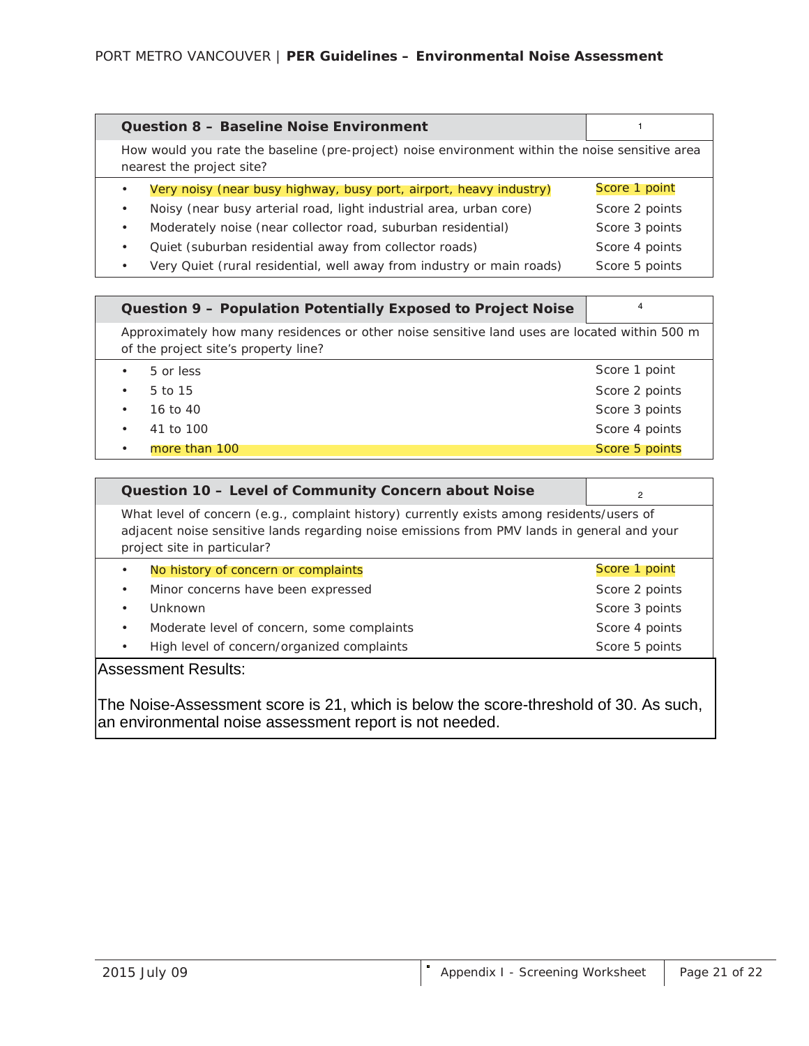| Question 8 – Baseline Noise Environment | 1 |
|---|---|
| How would you rate the baseline (pre-project) noise environment within the noise sensitive area nearest the project site? | |
| • Very noisy (near busy highway, busy port, airport, heavy industry) | Score 1 point |
| • Noisy (near busy arterial road, light industrial area, urban core) | Score 2 points |
| • Moderately noise (near collector road, suburban residential) | Score 3 points |
| • Quiet (suburban residential away from collector roads) | Score 4 points |
| • Very Quiet (rural residential, well away from industry or main roads) | Score 5 points |

| Question 9 – Population Potentially Exposed to Project Noise | 4 |
|---|---|
| Approximately how many residences or other noise sensitive land uses are located within 500 m of the project site's property line? | |
| • 5 or less | Score 1 point |
| • 5 to 15 | Score 2 points |
| • 16 to 40 | Score 3 points |
| • 41 to 100 | Score 4 points |
| • more than 100 | Score 5 points |

| Question 10 – Level of Community Concern about Noise | 2 |
|---|---|
| What level of concern (e.g., complaint history) currently exists among residents/users of adjacent noise sensitive lands regarding noise emissions from PMV lands in general and your project site in particular? | |
| • No history of concern or complaints | Score 1 point |
| • Minor concerns have been expressed | Score 2 points |
| • Unknown | Score 3 points |
| • Moderate level of concern, some complaints | Score 4 points |
| • High level of concern/organized complaints | Score 5 points |

Assessment Results:

The Noise-Assessment score is 21, which is below the score-threshold of 30. As such, an environmental noise assessment report is not needed.